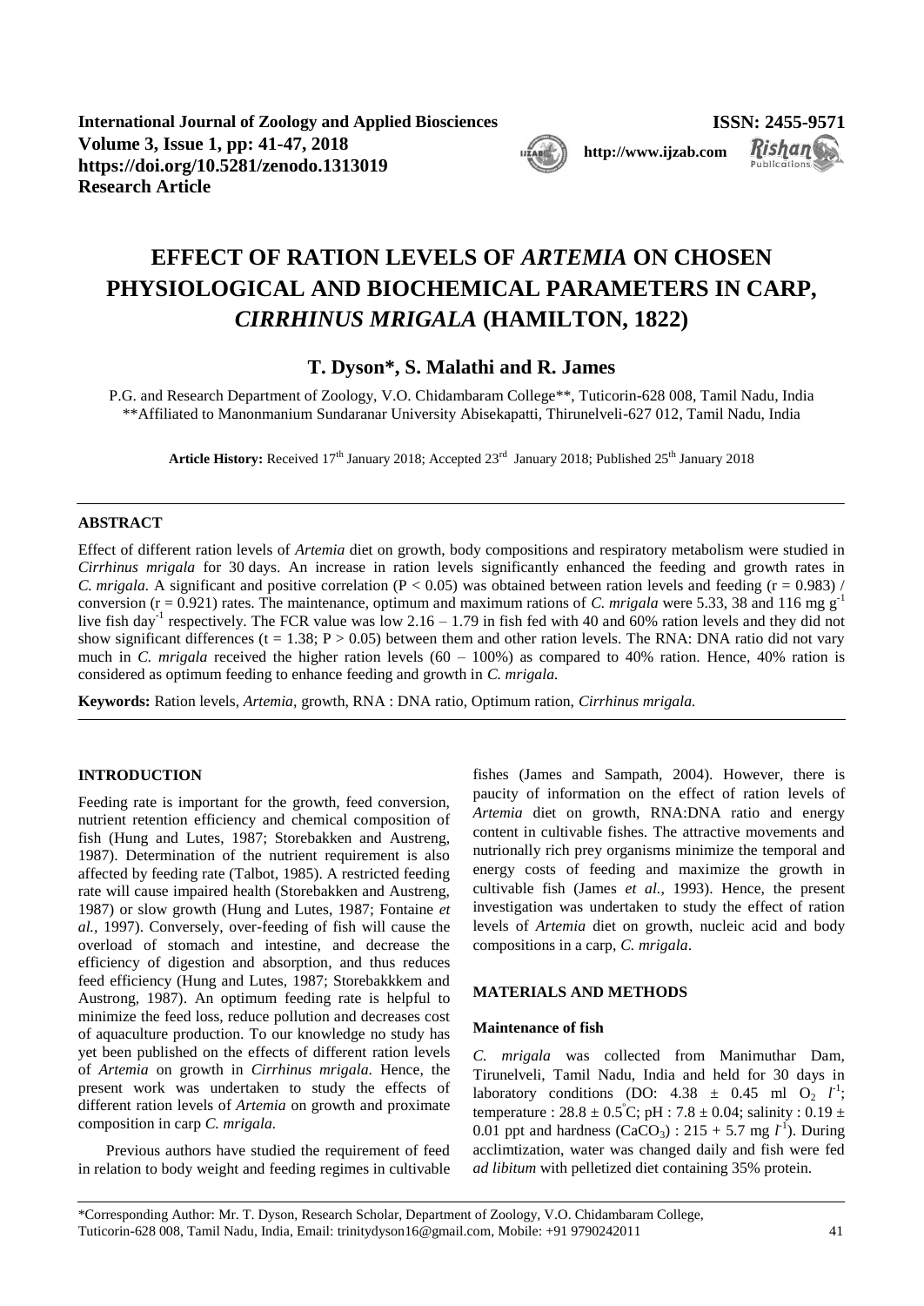International Journal of Zoology and Applied Biosciences
Volume 3, Issue 1, pp: 41-47, 2018
https://doi.org/10.5281/zenodo.1313019
Research Article

ISSN: 2455-9571
http://www.ijzab.com

# EFFECT OF RATION LEVELS OF *ARTEMIA* ON CHOSEN PHYSIOLOGICAL AND BIOCHEMICAL PARAMETERS IN CARP, *CIRRHINUS MRIGALA* (HAMILTON, 1822)

**T. Dyson*, S. Malathi and R. James**

P.G. and Research Department of Zoology, V.O. Chidambaram College**, Tuticorin-628 008, Tamil Nadu, India
**Affiliated to Manonmanium Sundaranar University Abisekapatti, Thirunelveli-627 012, Tamil Nadu, India

**Article History:** Received 17[th] January 2018; Accepted 23[rd] January 2018; Published 25[th] January 2018

## ABSTRACT

Effect of different ration levels of *Artemia* diet on growth, body compositions and respiratory metabolism were studied in *Cirrhinus mrigala* for 30 days. An increase in ration levels significantly enhanced the feeding and growth rates in *C. mrigala.* A significant and positive correlation ($P < 0.05$) was obtained between ration levels and feeding ($r = 0.983$) / conversion ($r = 0.921$) rates. The maintenance, optimum and maximum rations of *C. mrigala* were 5.33, 38 and 116 mg $g^{-1}$ live fish $day^{-1}$ respectively. The FCR value was low 2.16 – 1.79 in fish fed with 40 and 60% ration levels and they did not show significant differences ($t = 1.38$; $P > 0.05$) between them and other ration levels. The RNA: DNA ratio did not vary much in *C. mrigala* received the higher ration levels (60 – 100%) as compared to 40% ration. Hence, 40% ration is considered as optimum feeding to enhance feeding and growth in *C. mrigala.*

**Keywords:** Ration levels, *Artemia,* growth, RNA : DNA ratio, Optimum ration, *Cirrhinus mrigala.*

## INTRODUCTION

Feeding rate is important for the growth, feed conversion, nutrient retention efficiency and chemical composition of fish (Hung and Lutes, 1987; Storebakken and Austreng, 1987). Determination of the nutrient requirement is also affected by feeding rate (Talbot, 1985). A restricted feeding rate will cause impaired health (Storebakken and Austreng, 1987) or slow growth (Hung and Lutes, 1987; Fontaine *et al.,* 1997). Conversely, over-feeding of fish will cause the overload of stomach and intestine, and decrease the efficiency of digestion and absorption, and thus reduces feed efficiency (Hung and Lutes, 1987; Storebakkkem and Austrong, 1987). An optimum feeding rate is helpful to minimize the feed loss, reduce pollution and decreases cost of aquaculture production. To our knowledge no study has yet been published on the effects of different ration levels of *Artemia* on growth in *Cirrhinus mrigala.* Hence, the present work was undertaken to study the effects of different ration levels of *Artemia* on growth and proximate composition in carp *C. mrigala.*

Previous authors have studied the requirement of feed in relation to body weight and feeding regimes in cultivable fishes (James and Sampath, 2004). However, there is paucity of information on the effect of ration levels of *Artemia* diet on growth, RNA:DNA ratio and energy content in cultivable fishes. The attractive movements and nutrionally rich prey organisms minimize the temporal and energy costs of feeding and maximize the growth in cultivable fish (James *et al.,* 1993). Hence, the present investigation was undertaken to study the effect of ration levels of *Artemia* diet on growth, nucleic acid and body compositions in a carp, *C. mrigala*.

## MATERIALS AND METHODS

### Maintenance of fish

*C. mrigala* was collected from Manimuthar Dam, Tirunelveli, Tamil Nadu, India and held for 30 days in laboratory conditions (DO: $4.38 \pm 0.45$ ml $O_2$ $l^{-1}$; temperature : $28.8 \pm 0.5^{\circ}C$; pH : $7.8 \pm 0.04$; salinity : $0.19 \pm 0.01$ ppt and hardness ($CaCO_3$) : $215 + 5.7$ mg $l^{-1}$). During acclimtization, water was changed daily and fish were fed *ad libitum* with pelletized diet containing 35% protein.

*Corresponding Author: Mr. T. Dyson, Research Scholar, Department of Zoology, V.O. Chidambaram College, Tuticorin-628 008, Tamil Nadu, India, Email: trinitydyson16@gmail.com, Mobile: +91 9790242011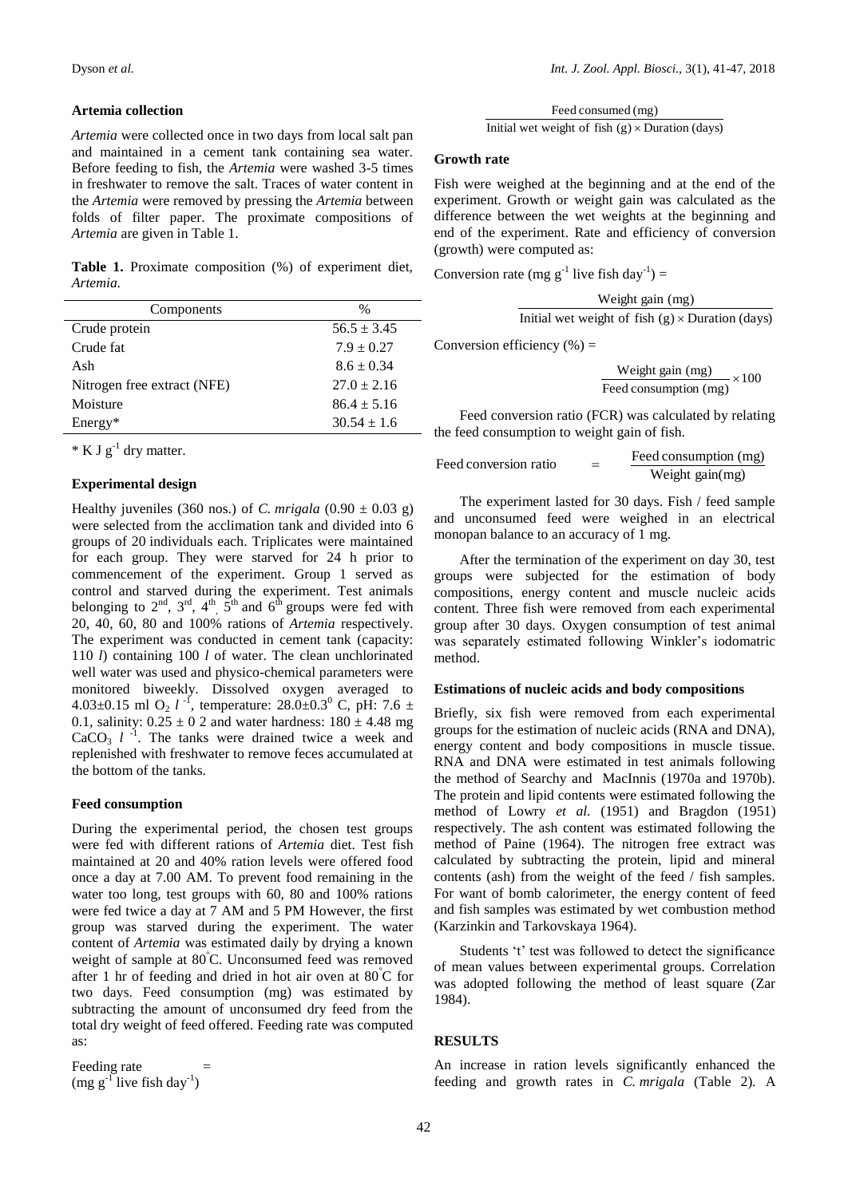### Artemia collection

*Artemia* were collected once in two days from local salt pan and maintained in a cement tank containing sea water. Before feeding to fish, the *Artemia* were washed 3-5 times in freshwater to remove the salt. Traces of water content in the *Artemia* were removed by pressing the *Artemia* between folds of filter paper. The proximate compositions of *Artemia* are given in Table 1.

**Table 1.** Proximate composition (%) of experiment diet, *Artemia*.

| Components | % |
| --- | --- |
| Crude protein | 56.5 ± 3.45 |
| Crude fat | 7.9 ± 0.27 |
| Ash | 8.6 ± 0.34 |
| Nitrogen free extract (NFE) | 27.0 ± 2.16 |
| Moisture | 86.4 ± 5.16 |
| Energy* | 30.54 ± 1.6 |

\* K J $g^{-1}$ dry matter.

### Experimental design

Healthy juveniles (360 nos.) of *C. mrigala* (0.90 ± 0.03 g) were selected from the acclimation tank and divided into 6 groups of 20 individuals each. Triplicates were maintained for each group. They were starved for 24 h prior to commencement of the experiment. Group 1 served as control and starved during the experiment. Test animals belonging to $2^{nd}$, $3^{rd}$, $4^{th}$, $5^{th}$ and $6^{th}$ groups were fed with 20, 40, 60, 80 and 100% rations of *Artemia* respectively. The experiment was conducted in cement tank (capacity: 110 *l*) containing 100 *l* of water. The clean unchlorinated well water was used and physico-chemical parameters were monitored biweekly. Dissolved oxygen averaged to 4.03±0.15 ml $O_2$ $l^{-1}$, temperature: 28.0±0.3$^0$ C, pH: 7.6 ± 0.1, salinity: 0.25 ± 0 2 and water hardness: 180 ± 4.48 mg $CaCO_3$ $l^{-1}$. The tanks were drained twice a week and replenished with freshwater to remove feces accumulated at the bottom of the tanks.

### Feed consumption

During the experimental period, the chosen test groups were fed with different rations of *Artemia* diet. Test fish maintained at 20 and 40% ration levels were offered food once a day at 7.00 AM. To prevent food remaining in the water too long, test groups with 60, 80 and 100% rations were fed twice a day at 7 AM and 5 PM However, the first group was starved during the experiment. The water content of *Artemia* was estimated daily by drying a known weight of sample at 80°C. Unconsumed feed was removed after 1 hr of feeding and dried in hot air oven at 80°C for two days. Feed consumption (mg) was estimated by subtracting the amount of unconsumed dry feed from the total dry weight of feed offered. Feeding rate was computed as:

$$\text{Feeding rate } (\text{mg g}^{-1} \text{ live fish day}^{-1}) = \frac{\text{Feed consumed (mg)}}{\text{Initial wet weight of fish (g)} \times \text{Duration (days)}}$$

### Growth rate

Fish were weighed at the beginning and at the end of the experiment. Growth or weight gain was calculated as the difference between the wet weights at the beginning and end of the experiment. Rate and efficiency of conversion (growth) were computed as:

$$\text{Conversion rate } (\text{mg g}^{-1} \text{ live fish day}^{-1}) = \frac{\text{Weight gain (mg)}}{\text{Initial wet weight of fish (g)} \times \text{Duration (days)}}$$

$$\text{Conversion efficiency } (\%) = \frac{\text{Weight gain (mg)}}{\text{Feed consumption (mg)}} \times 100$$

Feed conversion ratio (FCR) was calculated by relating the feed consumption to weight gain of fish.

$$\text{Feed conversion ratio} = \frac{\text{Feed consumption (mg)}}{\text{Weight gain(mg)}}$$

The experiment lasted for 30 days. Fish / feed sample and unconsumed feed were weighed in an electrical monopan balance to an accuracy of 1 mg.

After the termination of the experiment on day 30, test groups were subjected for the estimation of body compositions, energy content and muscle nucleic acids content. Three fish were removed from each experimental group after 30 days. Oxygen consumption of test animal was separately estimated following Winkler's iodomatric method.

### Estimations of nucleic acids and body compositions

Briefly, six fish were removed from each experimental groups for the estimation of nucleic acids (RNA and DNA), energy content and body compositions in muscle tissue. RNA and DNA were estimated in test animals following the method of Searchy and MacInnis (1970a and 1970b). The protein and lipid contents were estimated following the method of Lowry *et al.* (1951) and Bragdon (1951) respectively. The ash content was estimated following the method of Paine (1964). The nitrogen free extract was calculated by subtracting the protein, lipid and mineral contents (ash) from the weight of the feed / fish samples. For want of bomb calorimeter, the energy content of feed and fish samples was estimated by wet combustion method (Karzinkin and Tarkovskaya 1964).

Students 't' test was followed to detect the significance of mean values between experimental groups. Correlation was adopted following the method of least square (Zar 1984).

## RESULTS

An increase in ration levels significantly enhanced the feeding and growth rates in *C. mrigala* (Table 2). A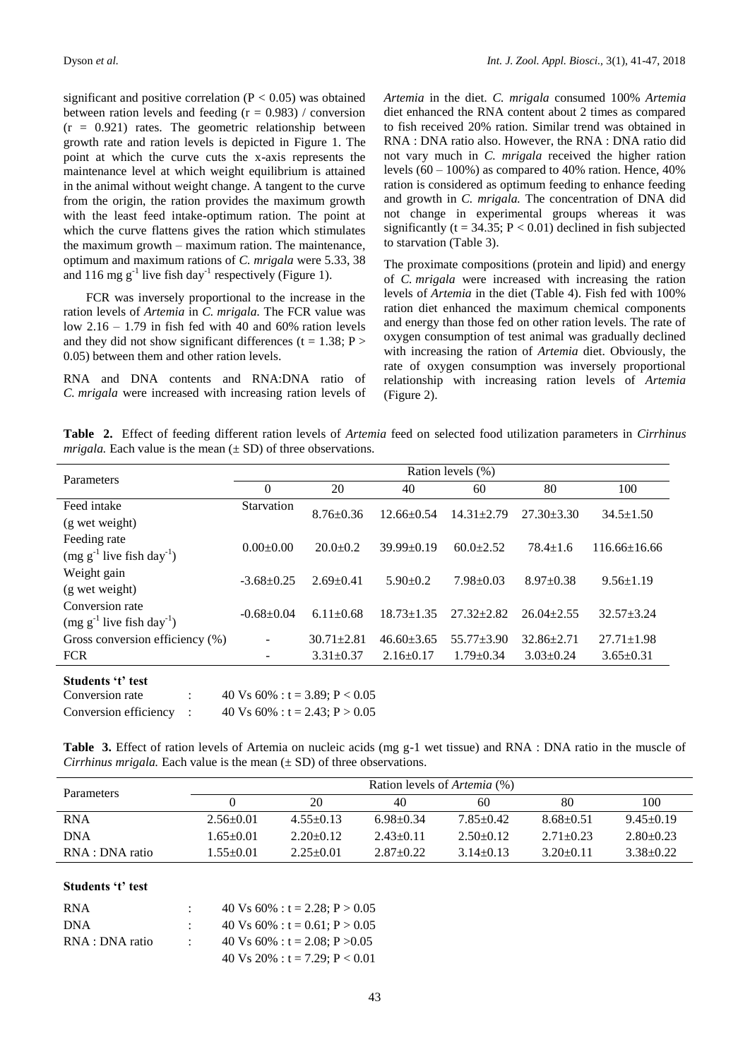significant and positive correlation ($P < 0.05$) was obtained between ration levels and feeding ($r = 0.983$) / conversion ($r = 0.921$) rates. The geometric relationship between growth rate and ration levels is depicted in Figure 1. The point at which the curve cuts the x-axis represents the maintenance level at which weight equilibrium is attained in the animal without weight change. A tangent to the curve from the origin, the ration provides the maximum growth with the least feed intake-optimum ration. The point at which the curve flattens gives the ration which stimulates the maximum growth – maximum ration. The maintenance, optimum and maximum rations of *C. mrigala* were 5.33, 38 and 116 mg $g^{-1}$ live fish $day^{-1}$ respectively (Figure 1).

FCR was inversely proportional to the increase in the ration levels of *Artemia* in *C. mrigala.* The FCR value was low 2.16 – 1.79 in fish fed with 40 and 60% ration levels and they did not show significant differences ($t = 1.38$; $P > 0.05$) between them and other ration levels.

RNA and DNA contents and RNA:DNA ratio of *C. mrigala* were increased with increasing ration levels of *Artemia* in the diet. *C. mrigala* consumed 100% *Artemia* diet enhanced the RNA content about 2 times as compared to fish received 20% ration. Similar trend was obtained in RNA : DNA ratio also. However, the RNA : DNA ratio did not vary much in *C. mrigala* received the higher ration levels (60 – 100%) as compared to 40% ration. Hence, 40% ration is considered as optimum feeding to enhance feeding and growth in *C. mrigala.* The concentration of DNA did not change in experimental groups whereas it was significantly ($t = 34.35$; $P < 0.01$) declined in fish subjected to starvation (Table 3).

The proximate compositions (protein and lipid) and energy of *C. mrigala* were increased with increasing the ration levels of *Artemia* in the diet (Table 4). Fish fed with 100% ration diet enhanced the maximum chemical components and energy than those fed on other ration levels. The rate of oxygen consumption of test animal was gradually declined with increasing the ration of *Artemia* diet. Obviously, the rate of oxygen consumption was inversely proportional relationship with increasing ration levels of *Artemia* (Figure 2).

**Table 2.** Effect of feeding different ration levels of *Artemia* feed on selected food utilization parameters in *Cirrhinus mrigala.* Each value is the mean (± SD) of three observations.

| Parameters | Ration levels (%) | | | | | |
|---|---|---|---|---|---|---|
| | 0 | 20 | 40 | 60 | 80 | 100 |
| Feed intake (g wet weight) | Starvation | 8.76±0.36 | 12.66±0.54 | 14.31±2.79 | 27.30±3.30 | 34.5±1.50 |
| Feeding rate (mg $g^{-1}$ live fish $day^{-1}$) | 0.00±0.00 | 20.0±0.2 | 39.99±0.19 | 60.0±2.52 | 78.4±1.6 | 116.66±16.66 |
| Weight gain (g wet weight) | -3.68±0.25 | 2.69±0.41 | 5.90±0.2 | 7.98±0.03 | 8.97±0.38 | 9.56±1.19 |
| Conversion rate (mg $g^{-1}$ live fish $day^{-1}$) | -0.68±0.04 | 6.11±0.68 | 18.73±1.35 | 27.32±2.82 | 26.04±2.55 | 32.57±3.24 |
| Gross conversion efficiency (%) | - | 30.71±2.81 | 46.60±3.65 | 55.77±3.90 | 32.86±2.71 | 27.71±1.98 |
| FCR | - | 3.31±0.37 | 2.16±0.17 | 1.79±0.34 | 3.03±0.24 | 3.65±0.31 |

**Students 't' test**

Conversion rate : 40 Vs 60% : $t = 3.89$; $P < 0.05$

Conversion efficiency : 40 Vs 60% : $t = 2.43$; $P > 0.05$

**Table 3.** Effect of ration levels of Artemia on nucleic acids (mg g-1 wet tissue) and RNA : DNA ratio in the muscle of *Cirrhinus mrigala.* Each value is the mean (± SD) of three observations.

| Parameters | Ration levels of *Artemia* (%) | | | | | |
|---|---|---|---|---|---|---|
| | 0 | 20 | 40 | 60 | 80 | 100 |
| RNA | 2.56±0.01 | 4.55±0.13 | 6.98±0.34 | 7.85±0.42 | 8.68±0.51 | 9.45±0.19 |
| DNA | 1.65±0.01 | 2.20±0.12 | 2.43±0.11 | 2.50±0.12 | 2.71±0.23 | 2.80±0.23 |
| RNA : DNA ratio | 1.55±0.01 | 2.25±0.01 | 2.87±0.22 | 3.14±0.13 | 3.20±0.11 | 3.38±0.22 |

**Students 't' test**

RNA : 40 Vs 60% : $t = 2.28$; $P > 0.05$

DNA : 40 Vs 60% : $t = 0.61$; $P > 0.05$

RNA : DNA ratio : 40 Vs 60% : $t = 2.08$; $P > 0.05$

40 Vs 20% : $t = 7.29$; $P < 0.01$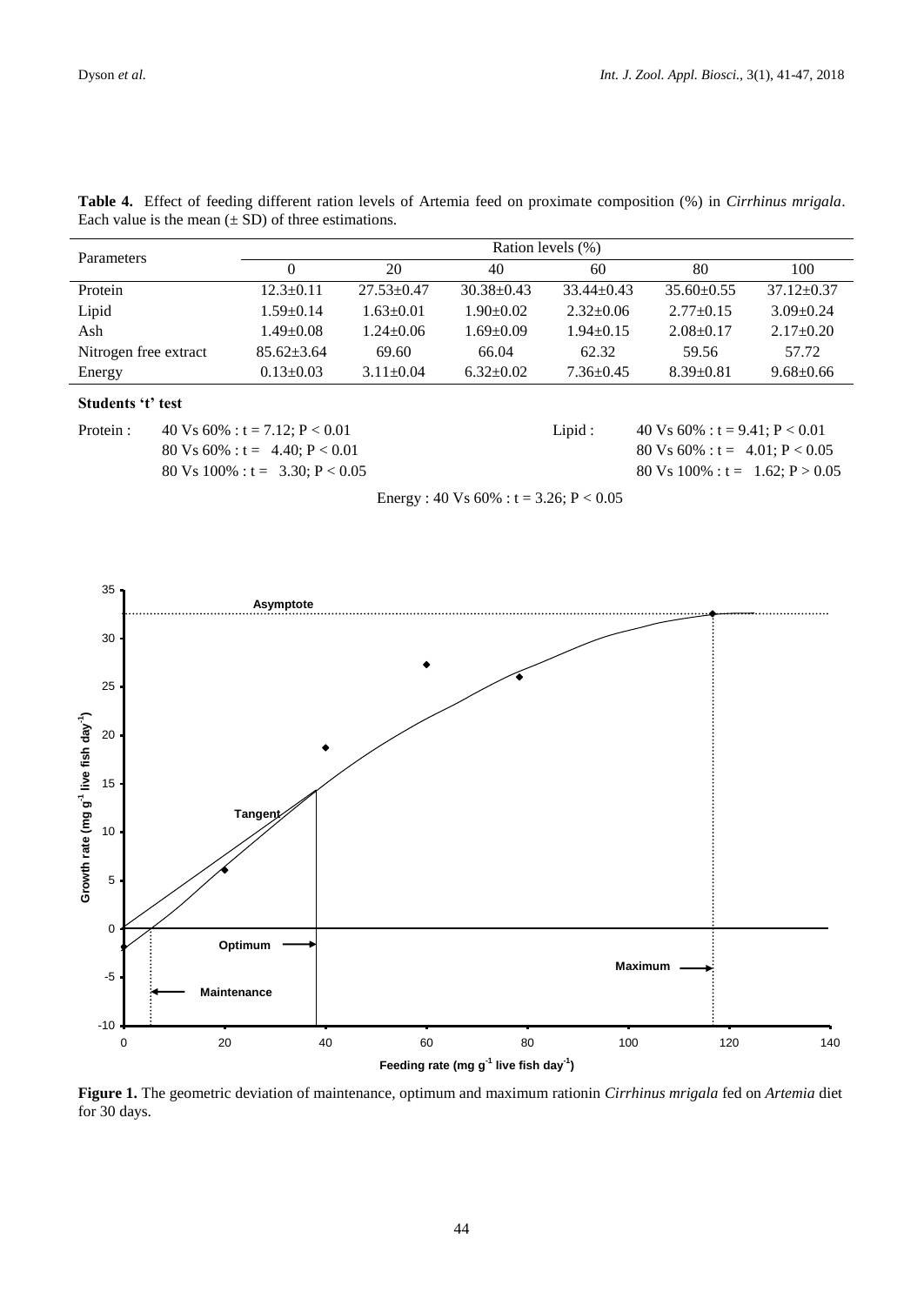**Table 4.** Effect of feeding different ration levels of Artemia feed on proximate composition (%) in *Cirrhinus mrigala*. Each value is the mean (± SD) of three estimations.

| Parameters | Ration levels (%) | | | | | |
|---|---|---|---|---|---|---|
| | 0 | 20 | 40 | 60 | 80 | 100 |
| Protein | 12.3±0.11 | 27.53±0.47 | 30.38±0.43 | 33.44±0.43 | 35.60±0.55 | 37.12±0.37 |
| Lipid | 1.59±0.14 | 1.63±0.01 | 1.90±0.02 | 2.32±0.06 | 2.77±0.15 | 3.09±0.24 |
| Ash | 1.49±0.08 | 1.24±0.06 | 1.69±0.09 | 1.94±0.15 | 2.08±0.17 | 2.17±0.20 |
| Nitrogen free extract | 85.62±3.64 | 69.60 | 66.04 | 62.32 | 59.56 | 57.72 |
| Energy | 0.13±0.03 | 3.11±0.04 | 6.32±0.02 | 7.36±0.45 | 8.39±0.81 | 9.68±0.66 |

**Students 't' test**

Protein :
40 Vs 60% : $t = 7.12$; $P < 0.01$
80 Vs 60% : $t = 4.40$; $P < 0.01$
80 Vs 100% : $t = 3.30$; $P < 0.05$

Lipid :
40 Vs 60% : $t = 9.41$; $P < 0.01$
80 Vs 60% : $t = 4.01$; $P < 0.05$
80 Vs 100% : $t = 1.62$; $P > 0.05$

Energy : 40 Vs 60% : $t = 3.26$; $P < 0.05$

**Figure 1.** The geometric deviation of maintenance, optimum and maximum rationin *Cirrhinus mrigala* fed on *Artemia* diet for 30 days.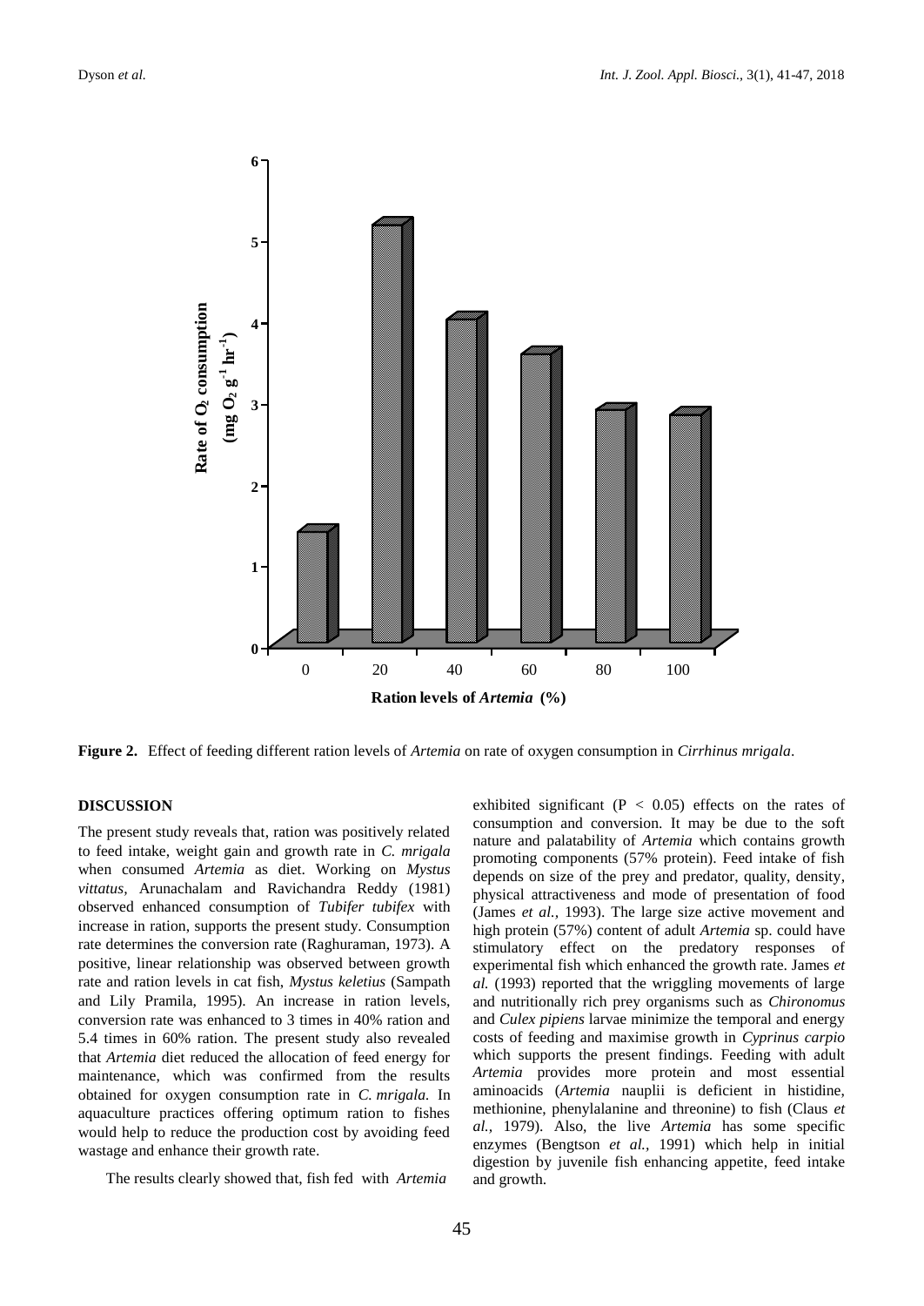**Figure 2.** Effect of feeding different ration levels of *Artemia* on rate of oxygen consumption in *Cirrhinus mrigala*.

## DISCUSSION

The present study reveals that, ration was positively related to feed intake, weight gain and growth rate in *C. mrigala* when consumed *Artemia* as diet. Working on *Mystus vittatus*, Arunachalam and Ravichandra Reddy (1981) observed enhanced consumption of *Tubifer tubifex* with increase in ration, supports the present study. Consumption rate determines the conversion rate (Raghuraman, 1973). A positive, linear relationship was observed between growth rate and ration levels in cat fish, *Mystus keletius* (Sampath and Lily Pramila, 1995). An increase in ration levels, conversion rate was enhanced to 3 times in 40% ration and 5.4 times in 60% ration. The present study also revealed that *Artemia* diet reduced the allocation of feed energy for maintenance, which was confirmed from the results obtained for oxygen consumption rate in *C. mrigala.* In aquaculture practices offering optimum ration to fishes would help to reduce the production cost by avoiding feed wastage and enhance their growth rate.

The results clearly showed that, fish fed with *Artemia* exhibited significant ($P < 0.05$) effects on the rates of consumption and conversion. It may be due to the soft nature and palatability of *Artemia* which contains growth promoting components (57% protein). Feed intake of fish depends on size of the prey and predator, quality, density, physical attractiveness and mode of presentation of food (James *et al.,* 1993). The large size active movement and high protein (57%) content of adult *Artemia* sp. could have stimulatory effect on the predatory responses of experimental fish which enhanced the growth rate. James *et al.* (1993) reported that the wriggling movements of large and nutritionally rich prey organisms such as *Chironomus* and *Culex pipiens* larvae minimize the temporal and energy costs of feeding and maximise growth in *Cyprinus carpio* which supports the present findings. Feeding with adult *Artemia* provides more protein and most essential aminoacids (*Artemia* nauplii is deficient in histidine, methionine, phenylalanine and threonine) to fish (Claus *et al.,* 1979). Also, the live *Artemia* has some specific enzymes (Bengtson *et al.,* 1991) which help in initial digestion by juvenile fish enhancing appetite, feed intake and growth.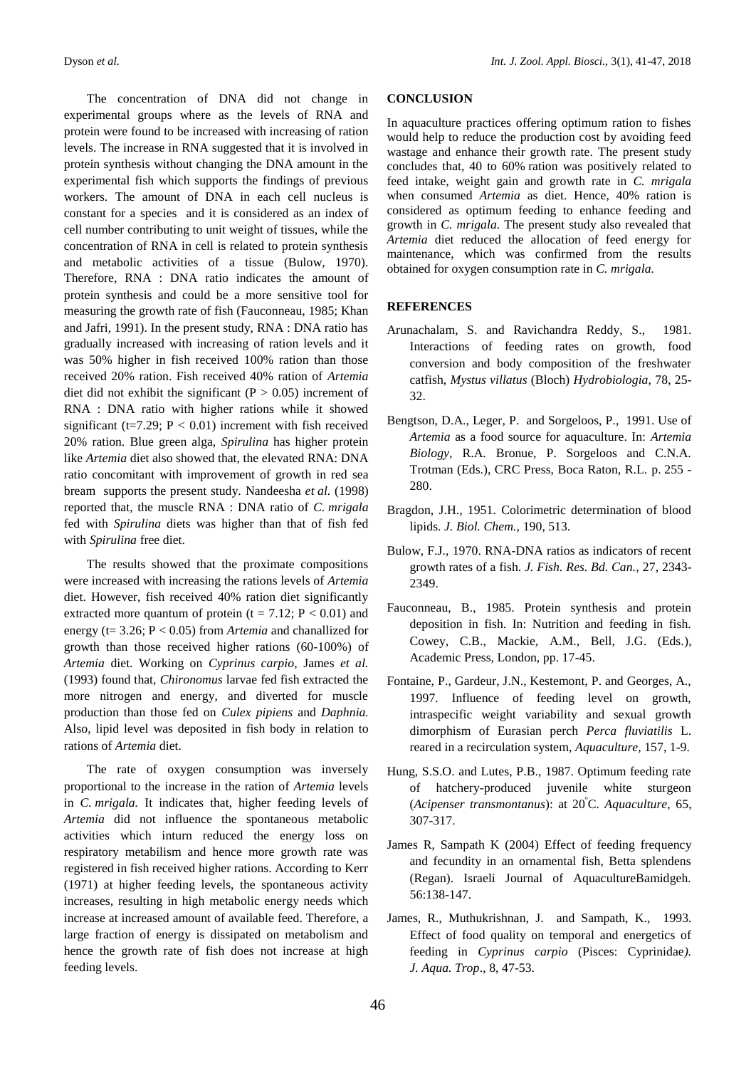The concentration of DNA did not change in experimental groups where as the levels of RNA and protein were found to be increased with increasing of ration levels. The increase in RNA suggested that it is involved in protein synthesis without changing the DNA amount in the experimental fish which supports the findings of previous workers. The amount of DNA in each cell nucleus is constant for a species and it is considered as an index of cell number contributing to unit weight of tissues, while the concentration of RNA in cell is related to protein synthesis and metabolic activities of a tissue (Bulow, 1970). Therefore, RNA : DNA ratio indicates the amount of protein synthesis and could be a more sensitive tool for measuring the growth rate of fish (Fauconneau, 1985; Khan and Jafri, 1991). In the present study, RNA : DNA ratio has gradually increased with increasing of ration levels and it was 50% higher in fish received 100% ration than those received 20% ration. Fish received 40% ration of *Artemia* diet did not exhibit the significant ($P > 0.05$) increment of RNA : DNA ratio with higher rations while it showed significant ($t=7.29$; $P < 0.01$) increment with fish received 20% ration. Blue green alga, *Spirulina* has higher protein like *Artemia* diet also showed that, the elevated RNA: DNA ratio concomitant with improvement of growth in red sea bream supports the present study. Nandeesha *et al.* (1998) reported that, the muscle RNA : DNA ratio of *C. mrigala* fed with *Spirulina* diets was higher than that of fish fed with *Spirulina* free diet.

The results showed that the proximate compositions were increased with increasing the rations levels of *Artemia* diet. However, fish received 40% ration diet significantly extracted more quantum of protein ($t = 7.12$; $P < 0.01$) and energy ($t= 3.26$; $P < 0.05$) from *Artemia* and chanallized for growth than those received higher rations (60-100%) of *Artemia* diet. Working on *Cyprinus carpio,* James *et al.* (1993) found that, *Chironomus* larvae fed fish extracted the more nitrogen and energy, and diverted for muscle production than those fed on *Culex pipiens* and *Daphnia.* Also, lipid level was deposited in fish body in relation to rations of *Artemia* diet.

The rate of oxygen consumption was inversely proportional to the increase in the ration of *Artemia* levels in *C. mrigala.* It indicates that, higher feeding levels of *Artemia* did not influence the spontaneous metabolic activities which inturn reduced the energy loss on respiratory metabilism and hence more growth rate was registered in fish received higher rations. According to Kerr (1971) at higher feeding levels, the spontaneous activity increases, resulting in high metabolic energy needs which increase at increased amount of available feed. Therefore, a large fraction of energy is dissipated on metabolism and hence the growth rate of fish does not increase at high feeding levels.

## CONCLUSION

In aquaculture practices offering optimum ration to fishes would help to reduce the production cost by avoiding feed wastage and enhance their growth rate. The present study concludes that, 40 to 60% ration was positively related to feed intake, weight gain and growth rate in *C. mrigala* when consumed *Artemia* as diet. Hence, 40% ration is considered as optimum feeding to enhance feeding and growth in *C. mrigala.* The present study also revealed that *Artemia* diet reduced the allocation of feed energy for maintenance, which was confirmed from the results obtained for oxygen consumption rate in *C. mrigala.*

## REFERENCES

Arunachalam, S. and Ravichandra Reddy, S., 1981. Interactions of feeding rates on growth, food conversion and body composition of the freshwater catfish, *Mystus villatus* (Bloch) *Hydrobiologia,* 78, 25-32.

Bengtson, D.A., Leger, P. and Sorgeloos, P., 1991. Use of *Artemia* as a food source for aquaculture. In: *Artemia Biology*, R.A. Bronue, P. Sorgeloos and C.N.A. Trotman (Eds.), CRC Press, Boca Raton, R.L. p. 255 - 280.

Bragdon, J.H., 1951. Colorimetric determination of blood lipids. *J. Biol. Chem.,* 190, 513.

Bulow, F.J., 1970. RNA-DNA ratios as indicators of recent growth rates of a fish. *J. Fish. Res. Bd. Can.,* 27, 2343-2349.

Fauconneau, B., 1985. Protein synthesis and protein deposition in fish. In: Nutrition and feeding in fish. Cowey, C.B., Mackie, A.M., Bell, J.G. (Eds.), Academic Press, London, pp. 17-45.

Fontaine, P., Gardeur, J.N., Kestemont, P. and Georges, A., 1997. Influence of feeding level on growth, intraspecific weight variability and sexual growth dimorphism of Eurasian perch *Perca fluviatilis* L. reared in a recirculation system, *Aquaculture,* 157, 1-9.

Hung, S.S.O. and Lutes, P.B., 1987. Optimum feeding rate of hatchery-produced juvenile white sturgeon (*Acipenser transmontanus*): at 20°C. *Aquaculture,* 65, 307-317.

James R, Sampath K (2004) Effect of feeding frequency and fecundity in an ornamental fish, Betta splendens (Regan). Israeli Journal of AquacultureBamidgeh. 56:138-147.

James, R., Muthukrishnan, J. and Sampath, K., 1993. Effect of food quality on temporal and energetics of feeding in *Cyprinus carpio* (Pisces: Cyprinidae*). J. Aqua. Trop*., 8, 47-53.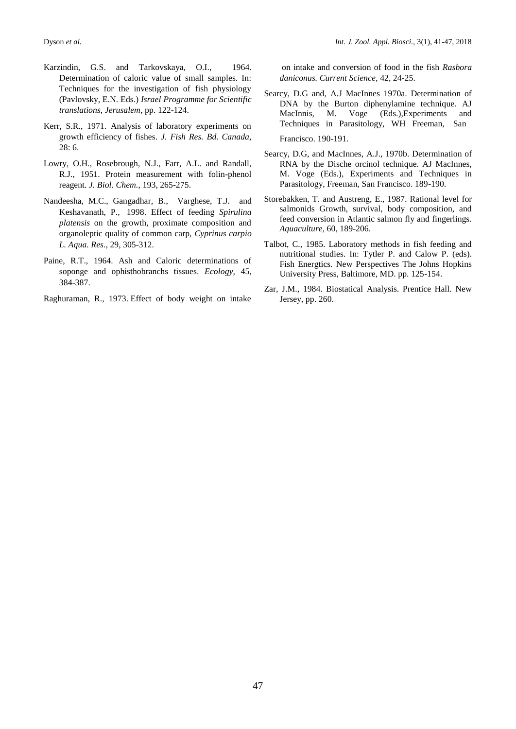Karzindin, G.S. and Tarkovskaya, O.I., 1964. Determination of caloric value of small samples. In: Techniques for the investigation of fish physiology (Pavlovsky, E.N. Eds.) *Israel Programme for Scientific translations, Jerusalem*, pp. 122-124.

Kerr, S.R., 1971. Analysis of laboratory experiments on growth efficiency of fishes. *J. Fish Res. Bd. Canada,* 28: 6.

Lowry, O.H., Rosebrough, N.J., Farr, A.L. and Randall, R.J., 1951. Protein measurement with folin-phenol reagent. *J. Biol. Chem.,* 193, 265-275.

Nandeesha, M.C., Gangadhar, B., Varghese, T.J. and Keshavanath, P., 1998. Effect of feeding *Spirulina platensis* on the growth, proximate composition and organoleptic quality of common carp, *Cyprinus carpio L. Aqua. Res.,* 29, 305-312.

Paine, R.T., 1964. Ash and Caloric determinations of soponge and ophisthobranchs tissues. *Ecology,* 45, 384-387.

Raghuraman, R., 1973. Effect of body weight on intake on intake and conversion of food in the fish *Rasbora daniconus. Current Science,* 42, 24-25.

Searcy, D.G and, A.J MacInnes 1970a. Determination of DNA by the Burton diphenylamine technique. AJ MacInnis, M. Voge (Eds.),Experiments and Techniques in Parasitology, WH Freeman, San Francisco. 190-191.

Searcy, D.G, and MacInnes, A.J., 1970b. Determination of RNA by the Dische orcinol technique. AJ MacInnes, M. Voge (Eds.), Experiments and Techniques in Parasitology, Freeman, San Francisco. 189-190.

Storebakken, T. and Austreng, E., 1987. Rational level for salmonids Growth, survival, body composition, and feed conversion in Atlantic salmon fly and fingerlings. *Aquaculture,* 60, 189-206.

Talbot, C., 1985. Laboratory methods in fish feeding and nutritional studies. In: Tytler P. and Calow P. (eds). Fish Energtics. New Perspectives The Johns Hopkins University Press, Baltimore, MD. pp. 125-154.

Zar, J.M., 1984. Biostatical Analysis. Prentice Hall. New Jersey, pp. 260.